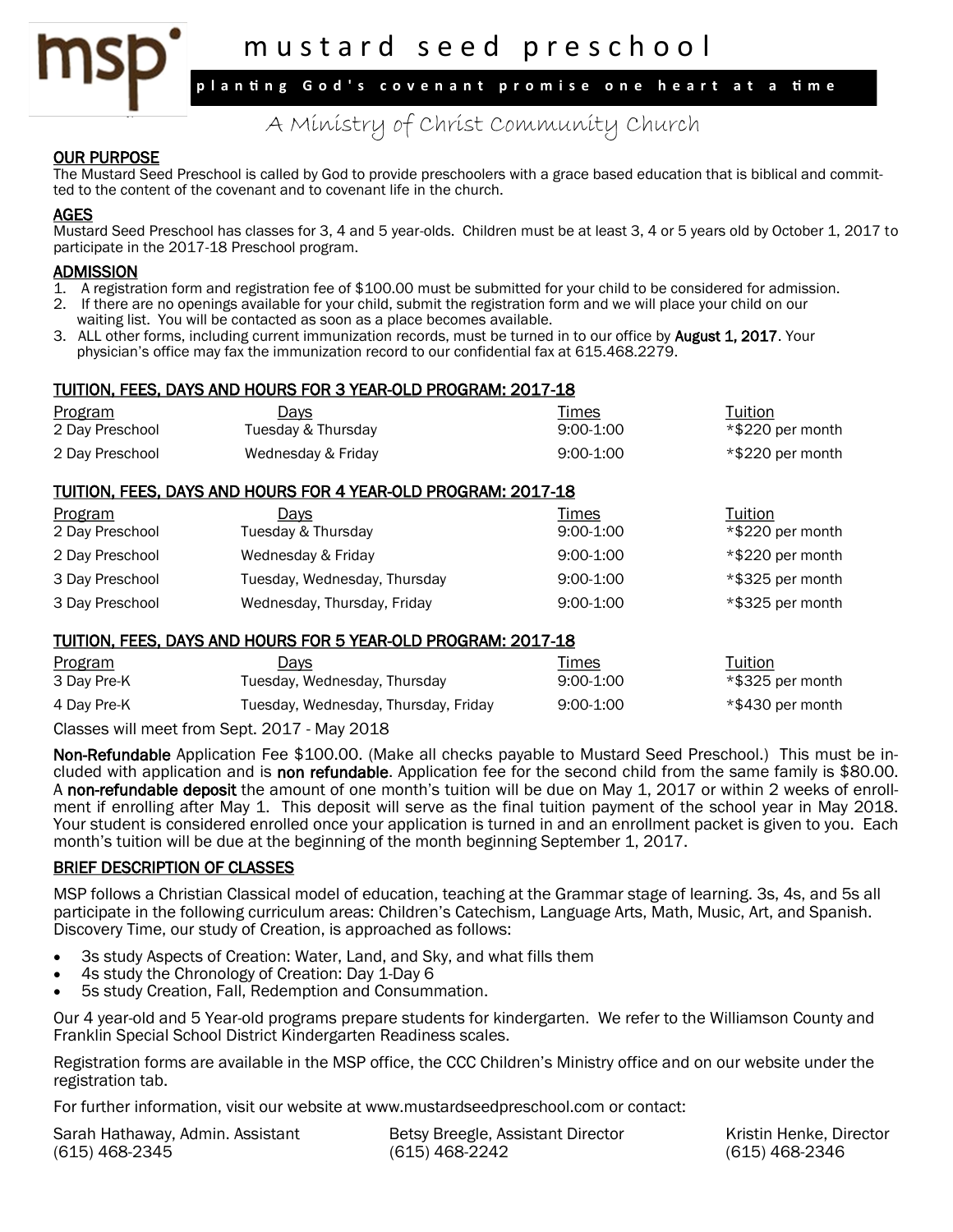# mustard seed preschool

**planting God's covenant promise one heart at a time**

*A Ministry of Christ Community Church*

## OUR PURPOSE

The Mustard Seed Preschool is called by God to provide preschoolers with a grace based education that is biblical and committed to the content of the covenant and to covenant life in the church.

## AGES

Mustard Seed Preschool has classes for 3, 4 and 5 year-olds. Children must be at least 3, 4 or 5 years old by October 1, 2017 to participate in the 2017-18 Preschool program.

## ADMISSION

1. A registration form and registration fee of $100.00 must be submitted for your child to be considered for admission.
2. If there are no openings available for your child, submit the registration form and we will place your child on our waiting list. You will be contacted as soon as a place becomes available.
3. ALL other forms, including current immunization records, must be turned in to our office by **August 1, 2017**. Your physician's office may fax the immunization record to our confidential fax at 615.468.2279.

## TUITION, FEES, DAYS AND HOURS FOR 3 YEAR-OLD PROGRAM: 2017-18

| Program | Days | Times | Tuition |
|---|---|---|---|
| 2 Day Preschool | Tuesday & Thursday | 9:00-1:00 | *$220 per month |
| 2 Day Preschool | Wednesday & Friday | 9:00-1:00 | *$220 per month |

## TUITION, FEES, DAYS AND HOURS FOR 4 YEAR-OLD PROGRAM: 2017-18

| Program | Days | Times | Tuition |
|---|---|---|---|
| 2 Day Preschool | Tuesday & Thursday | 9:00-1:00 | *$220 per month |
| 2 Day Preschool | Wednesday & Friday | 9:00-1:00 | *$220 per month |
| 3 Day Preschool | Tuesday, Wednesday, Thursday | 9:00-1:00 | *$325 per month |
| 3 Day Preschool | Wednesday, Thursday, Friday | 9:00-1:00 | *$325 per month |

## TUITION, FEES, DAYS AND HOURS FOR 5 YEAR-OLD PROGRAM: 2017-18

| Program | Days | Times | Tuition |
|---|---|---|---|
| 3 Day Pre-K | Tuesday, Wednesday, Thursday | 9:00-1:00 | *$325 per month |
| 4 Day Pre-K | Tuesday, Wednesday, Thursday, Friday | 9:00-1:00 | *$430 per month |

Classes will meet from Sept. 2017 - May 2018

**Non-Refundable** Application Fee $100.00. (Make all checks payable to Mustard Seed Preschool.) This must be included with application and is **non refundable**. Application fee for the second child from the same family is $80.00. A **non-refundable deposit** the amount of one month's tuition will be due on May 1, 2017 or within 2 weeks of enrollment if enrolling after May 1. This deposit will serve as the final tuition payment of the school year in May 2018. Your student is considered enrolled once your application is turned in and an enrollment packet is given to you. Each month's tuition will be due at the beginning of the month beginning September 1, 2017.

## BRIEF DESCRIPTION OF CLASSES

MSP follows a Christian Classical model of education, teaching at the Grammar stage of learning. 3s, 4s, and 5s all participate in the following curriculum areas: Children's Catechism, Language Arts, Math, Music, Art, and Spanish. Discovery Time, our study of Creation, is approached as follows:

- 3s study Aspects of Creation: Water, Land, and Sky, and what fills them
- 4s study the Chronology of Creation: Day 1-Day 6
- 5s study Creation, Fall, Redemption and Consummation.

Our 4 year-old and 5 Year-old programs prepare students for kindergarten. We refer to the Williamson County and Franklin Special School District Kindergarten Readiness scales.

Registration forms are available in the MSP office, the CCC Children's Ministry office and on our website under the registration tab.

For further information, visit our website at www.mustardseedpreschool.com or contact:

Sarah Hathaway, Admin. Assistant
(615) 468-2345

Betsy Breegle, Assistant Director
(615) 468-2242

Kristin Henke, Director
(615) 468-2346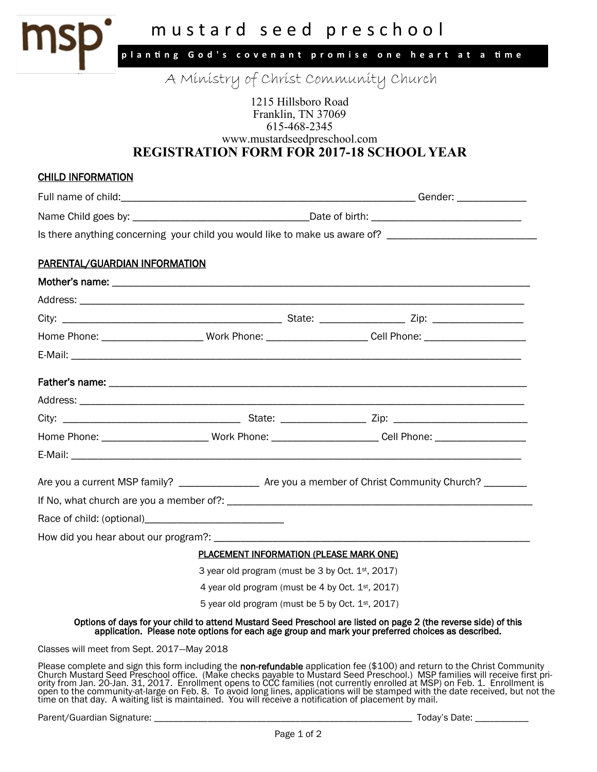msp

# mustard seed preschool

**planting God's covenant promise one heart at a time**

*A Ministry of Christ Community Church*

1215 Hillsboro Road
Franklin, TN 37069
615-468-2345
www.mustardseedpreschool.com

## REGISTRATION FORM FOR 2017-18 SCHOOL YEAR

### CHILD INFORMATION

Full name of child:_______________________________________________ Gender: ___________

Name Child goes by: ____________________________Date of birth: ________________________

Is there anything concerning your child you would like to make us aware of? _______________________

### PARENTAL/GUARDIAN INFORMATION

**Mother's name:** ____________________________________________________________________

Address: ____________________________________________________________________________

City: ___________________________________ State: ______________ Zip: _______________

Home Phone: _________________ Work Phone: _________________ Cell Phone: _________________

E-Mail: _____________________________________________________________________________

**Father's name:** ____________________________________________________________________

Address: ____________________________________________________________________________

City: ______________________________ State: ______________ Zip: _____________________

Home Phone: __________________ Work Phone: __________________ Cell Phone: _______________

E-Mail: _____________________________________________________________________________

Are you a current MSP family? ______________ Are you a member of Christ Community Church? ________

If No, what church are you a member of?: _____________________________________________________

Race of child: (optional)________________________

How did you hear about our program?: _________________________________________________________

**PLACEMENT INFORMATION (PLEASE MARK ONE)**

3 year old program (must be 3 by Oct. 1st, 2017)

4 year old program (must be 4 by Oct. 1st, 2017)

5 year old program (must be 5 by Oct. 1st, 2017)

**Options of days for your child to attend Mustard Seed Preschool are listed on page 2 (the reverse side) of this application. Please note options for each age group and mark your preferred choices as described.**

Classes will meet from Sept. 2017—May 2018

Please complete and sign this form including the **non-refundable** application fee ($100) and return to the Christ Community Church Mustard Seed Preschool office. (Make checks payable to Mustard Seed Preschool.) MSP families will receive first priority from Jan. 20-Jan. 31, 2017. Enrollment opens to CCC families (not currently enrolled at MSP) on Feb. 1. Enrollment is open to the community-at-large on Feb. 8. To avoid long lines, applications will be stamped with the date received, but not the time on that day. A waiting list is maintained. You will receive a notification of placement by mail.

Parent/Guardian Signature: ____________________________________________ Today's Date: __________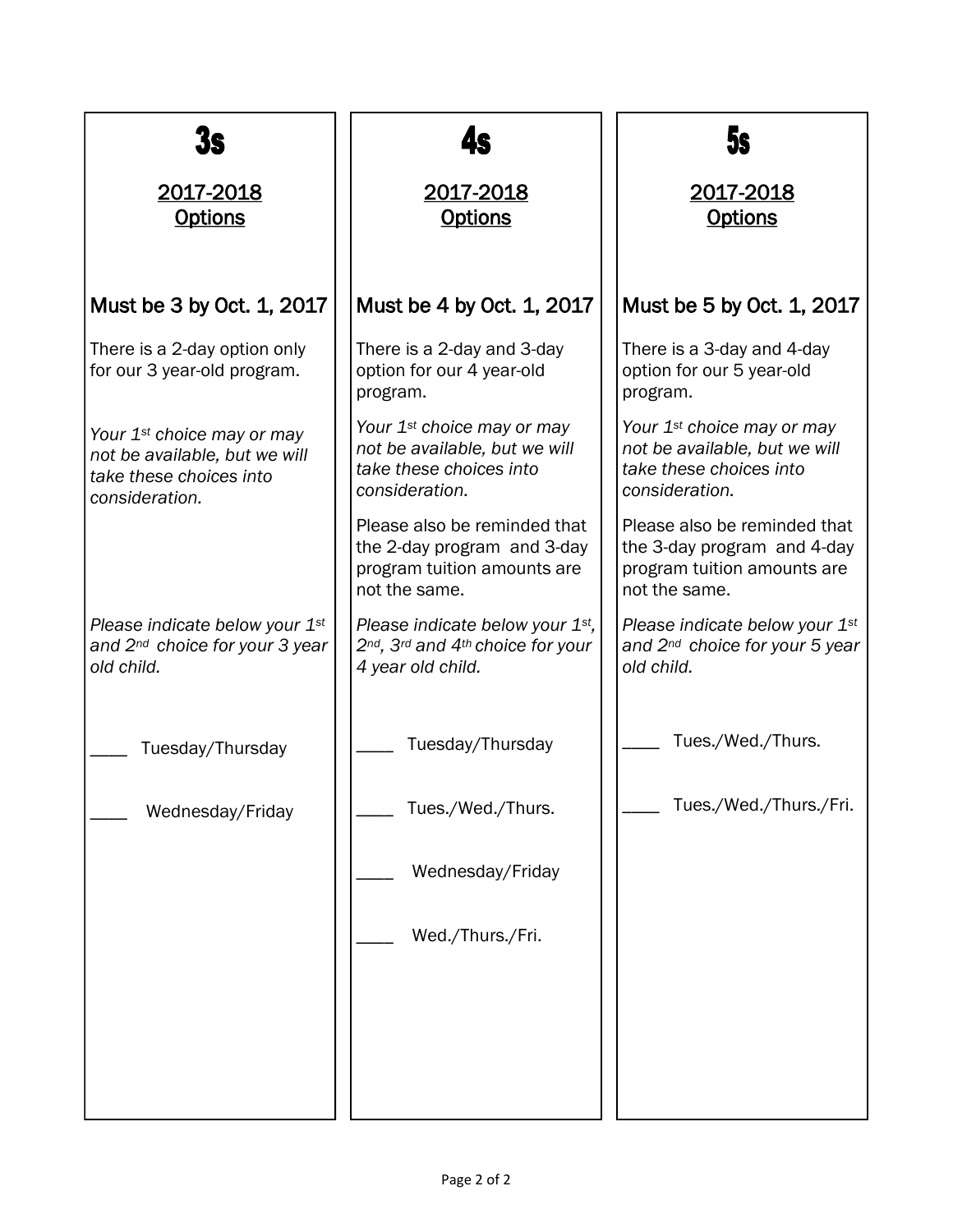## 3s

**2017-2018 Options**

**Must be 3 by Oct. 1, 2017**

There is a 2-day option only for our 3 year-old program.

*Your 1st choice may or may not be available, but we will take these choices into consideration.*

*Please indicate below your 1st and 2nd choice for your 3 year old child.*

____ Tuesday/Thursday

____ Wednesday/Friday

## 4s

**2017-2018 Options**

**Must be 4 by Oct. 1, 2017**

There is a 2-day and 3-day option for our 4 year-old program.

*Your 1st choice may or may not be available, but we will take these choices into consideration.*

Please also be reminded that the 2-day program and 3-day program tuition amounts are not the same.

*Please indicate below your 1st, 2nd, 3rd and 4th choice for your 4 year old child.*

____ Tuesday/Thursday

____ Tues./Wed./Thurs.

____ Wednesday/Friday

____ Wed./Thurs./Fri.

## 5s

**2017-2018 Options**

**Must be 5 by Oct. 1, 2017**

There is a 3-day and 4-day option for our 5 year-old program.

*Your 1st choice may or may not be available, but we will take these choices into consideration.*

Please also be reminded that the 3-day program and 4-day program tuition amounts are not the same.

*Please indicate below your 1st and 2nd choice for your 5 year old child.*

____ Tues./Wed./Thurs.

____ Tues./Wed./Thurs./Fri.